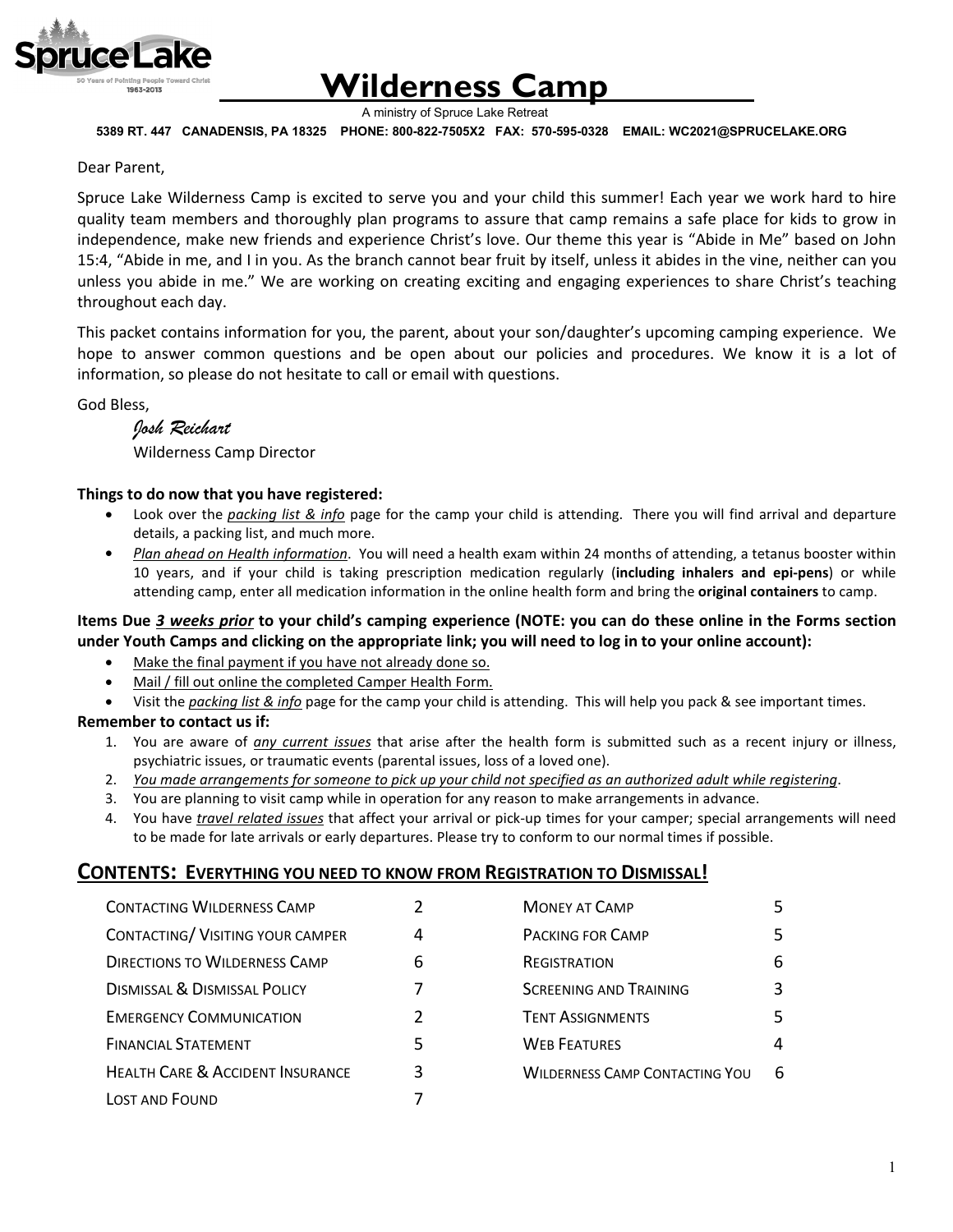# Wilderness Camp

A ministry of Spruce Lake Retreat

**5389 RT. 447 CANADENSIS, PA 18325 PHONE: 800-822-7505X2 FAX: 570-595-0328 EMAIL: WC2021@SPRUCELAKE.ORG**

Dear Parent,

Spruce Lake Wilderness Camp is excited to serve you and your child this summer! Each year we work hard to hire quality team members and thoroughly plan programs to assure that camp remains a safe place for kids to grow in independence, make new friends and experience Christ's love. Our theme this year is "Abide in Me" based on John 15:4, "Abide in me, and I in you. As the branch cannot bear fruit by itself, unless it abides in the vine, neither can you unless you abide in me." We are working on creating exciting and engaging experiences to share Christ's teaching throughout each day.

This packet contains information for you, the parent, about your son/daughter's upcoming camping experience. We hope to answer common questions and be open about our policies and procedures. We know it is a lot of information, so please do not hesitate to call or email with questions.

God Bless,

*Josh Reichart*
Wilderness Camp Director

**Things to do now that you have registered:**

- Look over the *packing list & info* page for the camp your child is attending. There you will find arrival and departure details, a packing list, and much more.
- *Plan ahead on Health information*. You will need a health exam within 24 months of attending, a tetanus booster within 10 years, and if your child is taking prescription medication regularly (**including inhalers and epi-pens**) or while attending camp, enter all medication information in the online health form and bring the **original containers** to camp.

**Items Due *3 weeks prior* to your child's camping experience (NOTE: you can do these online in the Forms section under Youth Camps and clicking on the appropriate link; you will need to log in to your online account):**

- Make the final payment if you have not already done so.
- Mail / fill out online the completed Camper Health Form.
- Visit the *packing list & info* page for the camp your child is attending. This will help you pack & see important times.

**Remember to contact us if:**

1. You are aware of *any current issues* that arise after the health form is submitted such as a recent injury or illness, psychiatric issues, or traumatic events (parental issues, loss of a loved one).
2. *You made arrangements for someone to pick up your child not specified as an authorized adult while registering*.
3. You are planning to visit camp while in operation for any reason to make arrangements in advance.
4. You have *travel related issues* that affect your arrival or pick-up times for your camper; special arrangements will need to be made for late arrivals or early departures. Please try to conform to our normal times if possible.

## CONTENTS: EVERYTHING YOU NEED TO KNOW FROM REGISTRATION TO DISMISSAL!

| | | | |
|---|---|---|---|
| Contacting Wilderness Camp | 2 | Money at Camp | 5 |
| Contacting/ Visiting your camper | 4 | Packing for Camp | 5 |
| Directions to Wilderness Camp | 6 | Registration | 6 |
| Dismissal & Dismissal Policy | 7 | Screening and Training | 3 |
| Emergency Communication | 2 | Tent Assignments | 5 |
| Financial Statement | 5 | Web Features | 4 |
| Health Care & Accident Insurance | 3 | Wilderness Camp Contacting You | 6 |
| Lost and Found | 7 | | |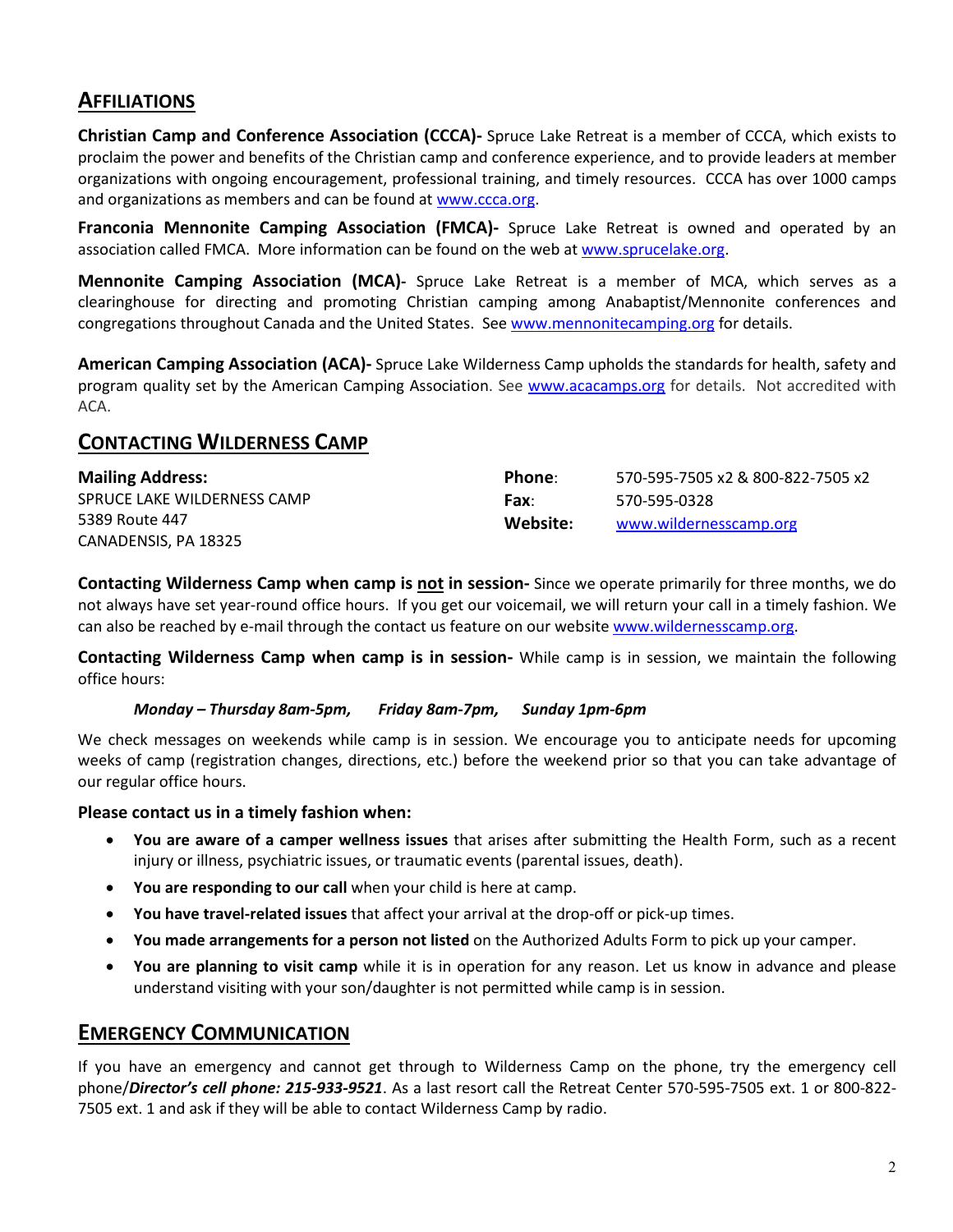## AFFILIATIONS

**Christian Camp and Conference Association (CCCA)-** Spruce Lake Retreat is a member of CCCA, which exists to proclaim the power and benefits of the Christian camp and conference experience, and to provide leaders at member organizations with ongoing encouragement, professional training, and timely resources. CCCA has over 1000 camps and organizations as members and can be found at www.ccca.org.

**Franconia Mennonite Camping Association (FMCA)-** Spruce Lake Retreat is owned and operated by an association called FMCA. More information can be found on the web at www.sprucelake.org.

**Mennonite Camping Association (MCA)-** Spruce Lake Retreat is a member of MCA, which serves as a clearinghouse for directing and promoting Christian camping among Anabaptist/Mennonite conferences and congregations throughout Canada and the United States. See www.mennonitecamping.org for details.

**American Camping Association (ACA)-** Spruce Lake Wilderness Camp upholds the standards for health, safety and program quality set by the American Camping Association. See www.acacamps.org for details. Not accredited with ACA.

## CONTACTING WILDERNESS CAMP

**Mailing Address:**
SPRUCE LAKE WILDERNESS CAMP
5389 Route 447
CANADENSIS, PA 18325

**Phone**: 570-595-7505 x2 & 800-822-7505 x2
**Fax**: 570-595-0328
**Website:** www.wildernesscamp.org

**Contacting Wilderness Camp when camp is not in session-** Since we operate primarily for three months, we do not always have set year-round office hours. If you get our voicemail, we will return your call in a timely fashion. We can also be reached by e-mail through the contact us feature on our website www.wildernesscamp.org.

**Contacting Wilderness Camp when camp is in session-** While camp is in session, we maintain the following office hours:

***Monday – Thursday 8am-5pm, Friday 8am-7pm, Sunday 1pm-6pm***

We check messages on weekends while camp is in session. We encourage you to anticipate needs for upcoming weeks of camp (registration changes, directions, etc.) before the weekend prior so that you can take advantage of our regular office hours.

**Please contact us in a timely fashion when:**

- **You are aware of a camper wellness issues** that arises after submitting the Health Form, such as a recent injury or illness, psychiatric issues, or traumatic events (parental issues, death).
- **You are responding to our call** when your child is here at camp.
- **You have travel-related issues** that affect your arrival at the drop-off or pick-up times.
- **You made arrangements for a person not listed** on the Authorized Adults Form to pick up your camper.
- **You are planning to visit camp** while it is in operation for any reason. Let us know in advance and please understand visiting with your son/daughter is not permitted while camp is in session.

## EMERGENCY COMMUNICATION

If you have an emergency and cannot get through to Wilderness Camp on the phone, try the emergency cell phone/***Director's cell phone: 215-933-9521***. As a last resort call the Retreat Center 570-595-7505 ext. 1 or 800-822-7505 ext. 1 and ask if they will be able to contact Wilderness Camp by radio.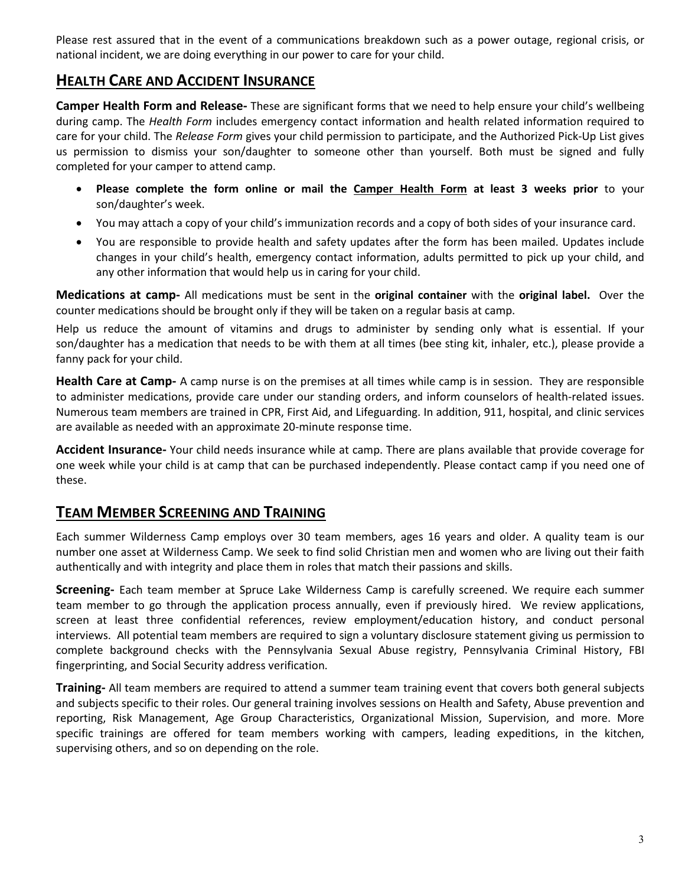Please rest assured that in the event of a communications breakdown such as a power outage, regional crisis, or national incident, we are doing everything in our power to care for your child.

## HEALTH CARE AND ACCIDENT INSURANCE

**Camper Health Form and Release-** These are significant forms that we need to help ensure your child's wellbeing during camp. The *Health Form* includes emergency contact information and health related information required to care for your child. The *Release Form* gives your child permission to participate, and the Authorized Pick-Up List gives us permission to dismiss your son/daughter to someone other than yourself. Both must be signed and fully completed for your camper to attend camp.

- **Please complete the form online or mail the <u>Camper Health Form</u> at least 3 weeks prior** to your son/daughter's week.
- You may attach a copy of your child's immunization records and a copy of both sides of your insurance card.
- You are responsible to provide health and safety updates after the form has been mailed. Updates include changes in your child's health, emergency contact information, adults permitted to pick up your child, and any other information that would help us in caring for your child.

**Medications at camp-** All medications must be sent in the **original container** with the **original label.** Over the counter medications should be brought only if they will be taken on a regular basis at camp.

Help us reduce the amount of vitamins and drugs to administer by sending only what is essential. If your son/daughter has a medication that needs to be with them at all times (bee sting kit, inhaler, etc.), please provide a fanny pack for your child.

**Health Care at Camp-** A camp nurse is on the premises at all times while camp is in session. They are responsible to administer medications, provide care under our standing orders, and inform counselors of health-related issues. Numerous team members are trained in CPR, First Aid, and Lifeguarding. In addition, 911, hospital, and clinic services are available as needed with an approximate 20-minute response time.

**Accident Insurance-** Your child needs insurance while at camp. There are plans available that provide coverage for one week while your child is at camp that can be purchased independently. Please contact camp if you need one of these.

## TEAM MEMBER SCREENING AND TRAINING

Each summer Wilderness Camp employs over 30 team members, ages 16 years and older. A quality team is our number one asset at Wilderness Camp. We seek to find solid Christian men and women who are living out their faith authentically and with integrity and place them in roles that match their passions and skills.

**Screening-** Each team member at Spruce Lake Wilderness Camp is carefully screened. We require each summer team member to go through the application process annually, even if previously hired. We review applications, screen at least three confidential references, review employment/education history, and conduct personal interviews. All potential team members are required to sign a voluntary disclosure statement giving us permission to complete background checks with the Pennsylvania Sexual Abuse registry, Pennsylvania Criminal History, FBI fingerprinting, and Social Security address verification.

**Training-** All team members are required to attend a summer team training event that covers both general subjects and subjects specific to their roles. Our general training involves sessions on Health and Safety, Abuse prevention and reporting, Risk Management, Age Group Characteristics, Organizational Mission, Supervision, and more. More specific trainings are offered for team members working with campers, leading expeditions, in the kitchen, supervising others, and so on depending on the role.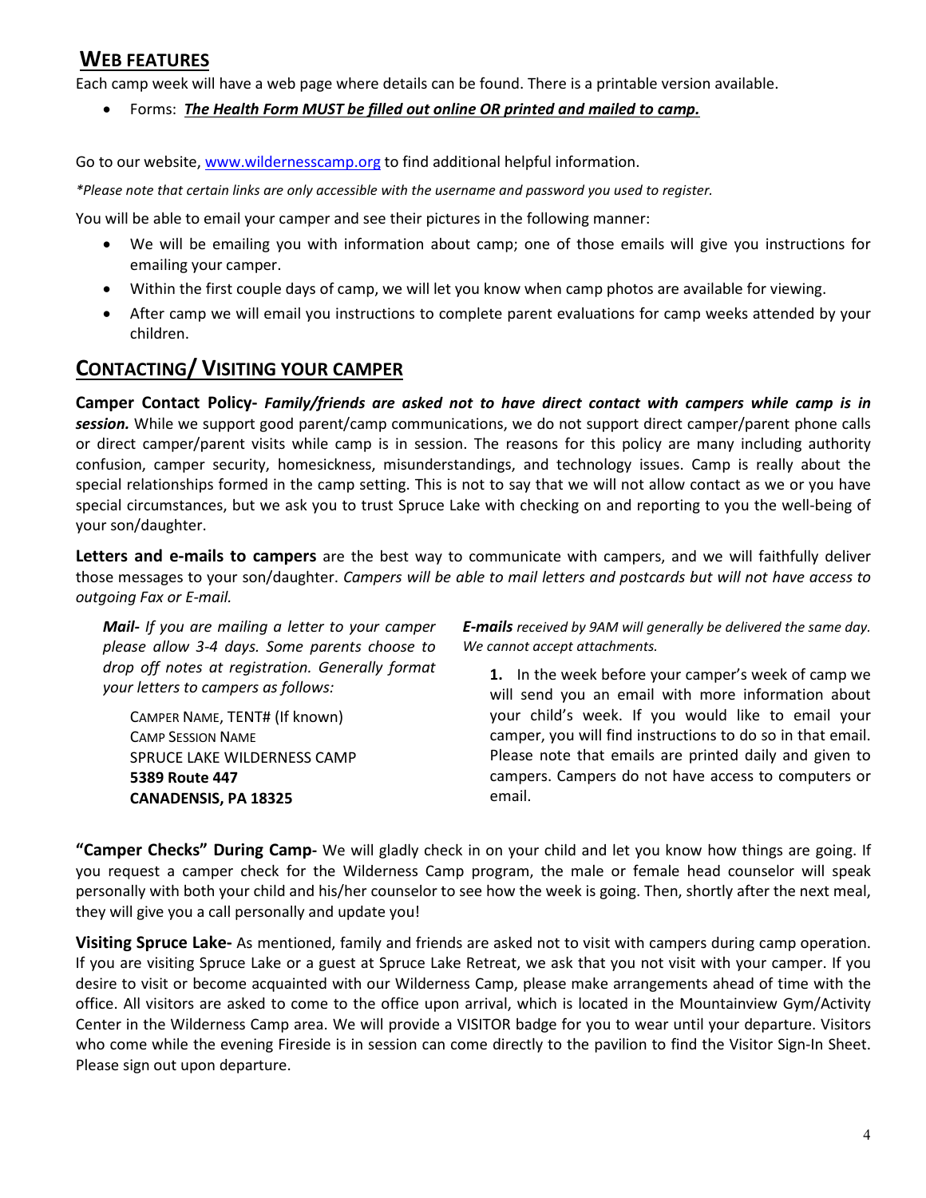## WEB FEATURES

Each camp week will have a web page where details can be found. There is a printable version available.

- Forms: ***The Health Form MUST be filled out online OR printed and mailed to camp.***

Go to our website, www.wildernesscamp.org to find additional helpful information.

*\*Please note that certain links are only accessible with the username and password you used to register.*

You will be able to email your camper and see their pictures in the following manner:

- We will be emailing you with information about camp; one of those emails will give you instructions for emailing your camper.
- Within the first couple days of camp, we will let you know when camp photos are available for viewing.
- After camp we will email you instructions to complete parent evaluations for camp weeks attended by your children.

## CONTACTING/ VISITING YOUR CAMPER

**Camper Contact Policy-** ***Family/friends are asked not to have direct contact with campers while camp is in session.*** While we support good parent/camp communications, we do not support direct camper/parent phone calls or direct camper/parent visits while camp is in session. The reasons for this policy are many including authority confusion, camper security, homesickness, misunderstandings, and technology issues. Camp is really about the special relationships formed in the camp setting. This is not to say that we will not allow contact as we or you have special circumstances, but we ask you to trust Spruce Lake with checking on and reporting to you the well-being of your son/daughter.

**Letters and e-mails to campers** are the best way to communicate with campers, and we will faithfully deliver those messages to your son/daughter. *Campers will be able to mail letters and postcards but will not have access to outgoing Fax or E-mail.*

***Mail-*** *If you are mailing a letter to your camper please allow 3-4 days. Some parents choose to drop off notes at registration. Generally format your letters to campers as follows:*

CAMPER NAME, TENT# (If known)
CAMP SESSION NAME
SPRUCE LAKE WILDERNESS CAMP
**5389 Route 447**
**CANADENSIS, PA 18325**

***E-mails*** *received by 9AM will generally be delivered the same day. We cannot accept attachments.*

**1.** In the week before your camper's week of camp we will send you an email with more information about your child's week. If you would like to email your camper, you will find instructions to do so in that email. Please note that emails are printed daily and given to campers. Campers do not have access to computers or email.

**"Camper Checks" During Camp-** We will gladly check in on your child and let you know how things are going. If you request a camper check for the Wilderness Camp program, the male or female head counselor will speak personally with both your child and his/her counselor to see how the week is going. Then, shortly after the next meal, they will give you a call personally and update you!

**Visiting Spruce Lake-** As mentioned, family and friends are asked not to visit with campers during camp operation. If you are visiting Spruce Lake or a guest at Spruce Lake Retreat, we ask that you not visit with your camper. If you desire to visit or become acquainted with our Wilderness Camp, please make arrangements ahead of time with the office. All visitors are asked to come to the office upon arrival, which is located in the Mountainview Gym/Activity Center in the Wilderness Camp area. We will provide a VISITOR badge for you to wear until your departure. Visitors who come while the evening Fireside is in session can come directly to the pavilion to find the Visitor Sign-In Sheet. Please sign out upon departure.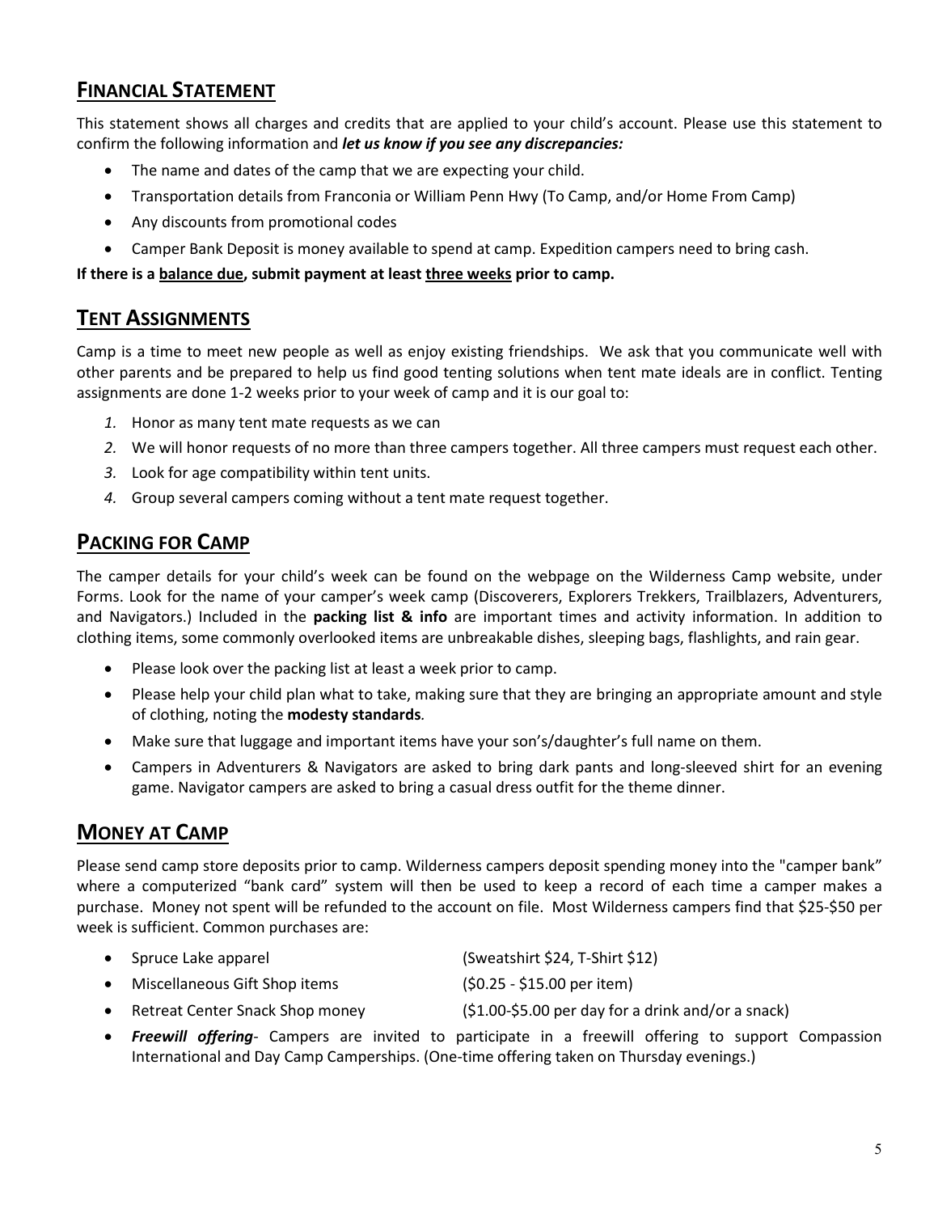## <u>FINANCIAL STATEMENT</u>

This statement shows all charges and credits that are applied to your child's account. Please use this statement to confirm the following information and ***let us know if you see any discrepancies:***

- The name and dates of the camp that we are expecting your child.
- Transportation details from Franconia or William Penn Hwy (To Camp, and/or Home From Camp)
- Any discounts from promotional codes
- Camper Bank Deposit is money available to spend at camp. Expedition campers need to bring cash.

**If there is a <u>balance due</u>, submit payment at least <u>three weeks</u> prior to camp.**

## <u>TENT ASSIGNMENTS</u>

Camp is a time to meet new people as well as enjoy existing friendships. We ask that you communicate well with other parents and be prepared to help us find good tenting solutions when tent mate ideals are in conflict. Tenting assignments are done 1-2 weeks prior to your week of camp and it is our goal to:

1. Honor as many tent mate requests as we can
2. We will honor requests of no more than three campers together. All three campers must request each other.
3. Look for age compatibility within tent units.
4. Group several campers coming without a tent mate request together.

## <u>PACKING FOR CAMP</u>

The camper details for your child's week can be found on the webpage on the Wilderness Camp website, under Forms. Look for the name of your camper's week camp (Discoverers, Explorers Trekkers, Trailblazers, Adventurers, and Navigators.) Included in the **packing list & info** are important times and activity information. In addition to clothing items, some commonly overlooked items are unbreakable dishes, sleeping bags, flashlights, and rain gear.

- Please look over the packing list at least a week prior to camp.
- Please help your child plan what to take, making sure that they are bringing an appropriate amount and style of clothing, noting the **modesty standards***.*
- Make sure that luggage and important items have your son's/daughter's full name on them.
- Campers in Adventurers & Navigators are asked to bring dark pants and long-sleeved shirt for an evening game. Navigator campers are asked to bring a casual dress outfit for the theme dinner.

## <u>MONEY AT CAMP</u>

Please send camp store deposits prior to camp. Wilderness campers deposit spending money into the "camper bank" where a computerized "bank card" system will then be used to keep a record of each time a camper makes a purchase. Money not spent will be refunded to the account on file. Most Wilderness campers find that $25-$50 per week is sufficient. Common purchases are:

- Spruce Lake apparel (Sweatshirt $24, T-Shirt $12)
- Miscellaneous Gift Shop items ($0.25 - $15.00 per item)
- Retreat Center Snack Shop money ($1.00-$5.00 per day for a drink and/or a snack)
- ***Freewill offering***- Campers are invited to participate in a freewill offering to support Compassion International and Day Camp Camperships. (One-time offering taken on Thursday evenings.)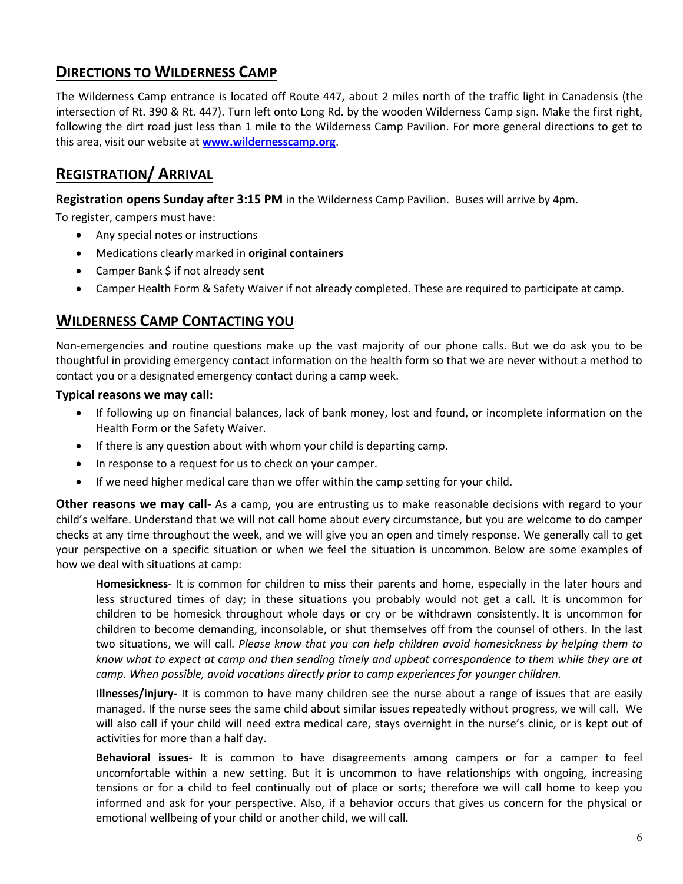## Directions to Wilderness Camp

The Wilderness Camp entrance is located off Route 447, about 2 miles north of the traffic light in Canadensis (the intersection of Rt. 390 & Rt. 447). Turn left onto Long Rd. by the wooden Wilderness Camp sign. Make the first right, following the dirt road just less than 1 mile to the Wilderness Camp Pavilion. For more general directions to get to this area, visit our website at **www.wildernesscamp.org**.

## Registration/ Arrival

**Registration opens Sunday after 3:15 PM** in the Wilderness Camp Pavilion. Buses will arrive by 4pm.

To register, campers must have:

- Any special notes or instructions
- Medications clearly marked in **original containers**
- Camper Bank $ if not already sent
- Camper Health Form & Safety Waiver if not already completed. These are required to participate at camp.

## Wilderness Camp Contacting You

Non-emergencies and routine questions make up the vast majority of our phone calls. But we do ask you to be thoughtful in providing emergency contact information on the health form so that we are never without a method to contact you or a designated emergency contact during a camp week.

### Typical reasons we may call:

- If following up on financial balances, lack of bank money, lost and found, or incomplete information on the Health Form or the Safety Waiver.
- If there is any question about with whom your child is departing camp.
- In response to a request for us to check on your camper.
- If we need higher medical care than we offer within the camp setting for your child.

**Other reasons we may call-** As a camp, you are entrusting us to make reasonable decisions with regard to your child's welfare. Understand that we will not call home about every circumstance, but you are welcome to do camper checks at any time throughout the week, and we will give you an open and timely response. We generally call to get your perspective on a specific situation or when we feel the situation is uncommon. Below are some examples of how we deal with situations at camp:

> **Homesickness**- It is common for children to miss their parents and home, especially in the later hours and less structured times of day; in these situations you probably would not get a call. It is uncommon for children to be homesick throughout whole days or cry or be withdrawn consistently. It is uncommon for children to become demanding, inconsolable, or shut themselves off from the counsel of others. In the last two situations, we will call. *Please know that you can help children avoid homesickness by helping them to know what to expect at camp and then sending timely and upbeat correspondence to them while they are at camp. When possible, avoid vacations directly prior to camp experiences for younger children.*
>
> **Illnesses/injury-** It is common to have many children see the nurse about a range of issues that are easily managed. If the nurse sees the same child about similar issues repeatedly without progress, we will call. We will also call if your child will need extra medical care, stays overnight in the nurse's clinic, or is kept out of activities for more than a half day.
>
> **Behavioral issues-** It is common to have disagreements among campers or for a camper to feel uncomfortable within a new setting. But it is uncommon to have relationships with ongoing, increasing tensions or for a child to feel continually out of place or sorts; therefore we will call home to keep you informed and ask for your perspective. Also, if a behavior occurs that gives us concern for the physical or emotional wellbeing of your child or another child, we will call.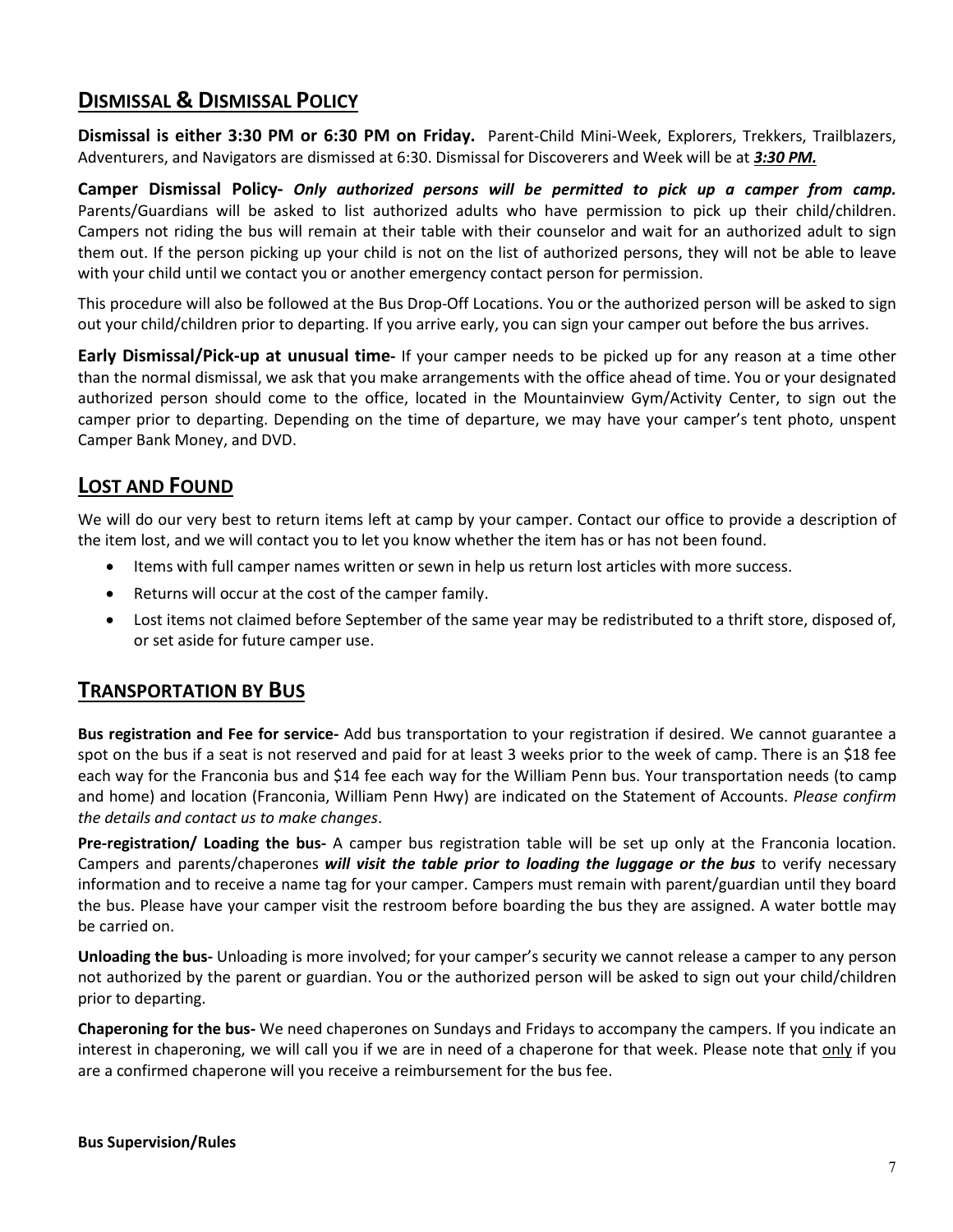## DISMISSAL & DISMISSAL POLICY

**Dismissal is either 3:30 PM or 6:30 PM on Friday.** Parent-Child Mini-Week, Explorers, Trekkers, Trailblazers, Adventurers, and Navigators are dismissed at 6:30. Dismissal for Discoverers and Week will be at ***3:30 PM.***

**Camper Dismissal Policy-** ***Only authorized persons will be permitted to pick up a camper from camp.*** Parents/Guardians will be asked to list authorized adults who have permission to pick up their child/children. Campers not riding the bus will remain at their table with their counselor and wait for an authorized adult to sign them out. If the person picking up your child is not on the list of authorized persons, they will not be able to leave with your child until we contact you or another emergency contact person for permission.

This procedure will also be followed at the Bus Drop-Off Locations. You or the authorized person will be asked to sign out your child/children prior to departing. If you arrive early, you can sign your camper out before the bus arrives.

**Early Dismissal/Pick-up at unusual time-** If your camper needs to be picked up for any reason at a time other than the normal dismissal, we ask that you make arrangements with the office ahead of time. You or your designated authorized person should come to the office, located in the Mountainview Gym/Activity Center, to sign out the camper prior to departing. Depending on the time of departure, we may have your camper's tent photo, unspent Camper Bank Money, and DVD.

## LOST AND FOUND

We will do our very best to return items left at camp by your camper. Contact our office to provide a description of the item lost, and we will contact you to let you know whether the item has or has not been found.

- Items with full camper names written or sewn in help us return lost articles with more success.
- Returns will occur at the cost of the camper family.
- Lost items not claimed before September of the same year may be redistributed to a thrift store, disposed of, or set aside for future camper use.

## TRANSPORTATION BY BUS

**Bus registration and Fee for service-** Add bus transportation to your registration if desired. We cannot guarantee a spot on the bus if a seat is not reserved and paid for at least 3 weeks prior to the week of camp. There is an $18 fee each way for the Franconia bus and $14 fee each way for the William Penn bus. Your transportation needs (to camp and home) and location (Franconia, William Penn Hwy) are indicated on the Statement of Accounts. *Please confirm the details and contact us to make changes*.

**Pre-registration/ Loading the bus-** A camper bus registration table will be set up only at the Franconia location. Campers and parents/chaperones ***will visit the table prior to loading the luggage or the bus*** to verify necessary information and to receive a name tag for your camper. Campers must remain with parent/guardian until they board the bus. Please have your camper visit the restroom before boarding the bus they are assigned. A water bottle may be carried on.

**Unloading the bus-** Unloading is more involved; for your camper's security we cannot release a camper to any person not authorized by the parent or guardian. You or the authorized person will be asked to sign out your child/children prior to departing.

**Chaperoning for the bus-** We need chaperones on Sundays and Fridays to accompany the campers. If you indicate an interest in chaperoning, we will call you if we are in need of a chaperone for that week. Please note that <u>only</u> if you are a confirmed chaperone will you receive a reimbursement for the bus fee.

**Bus Supervision/Rules**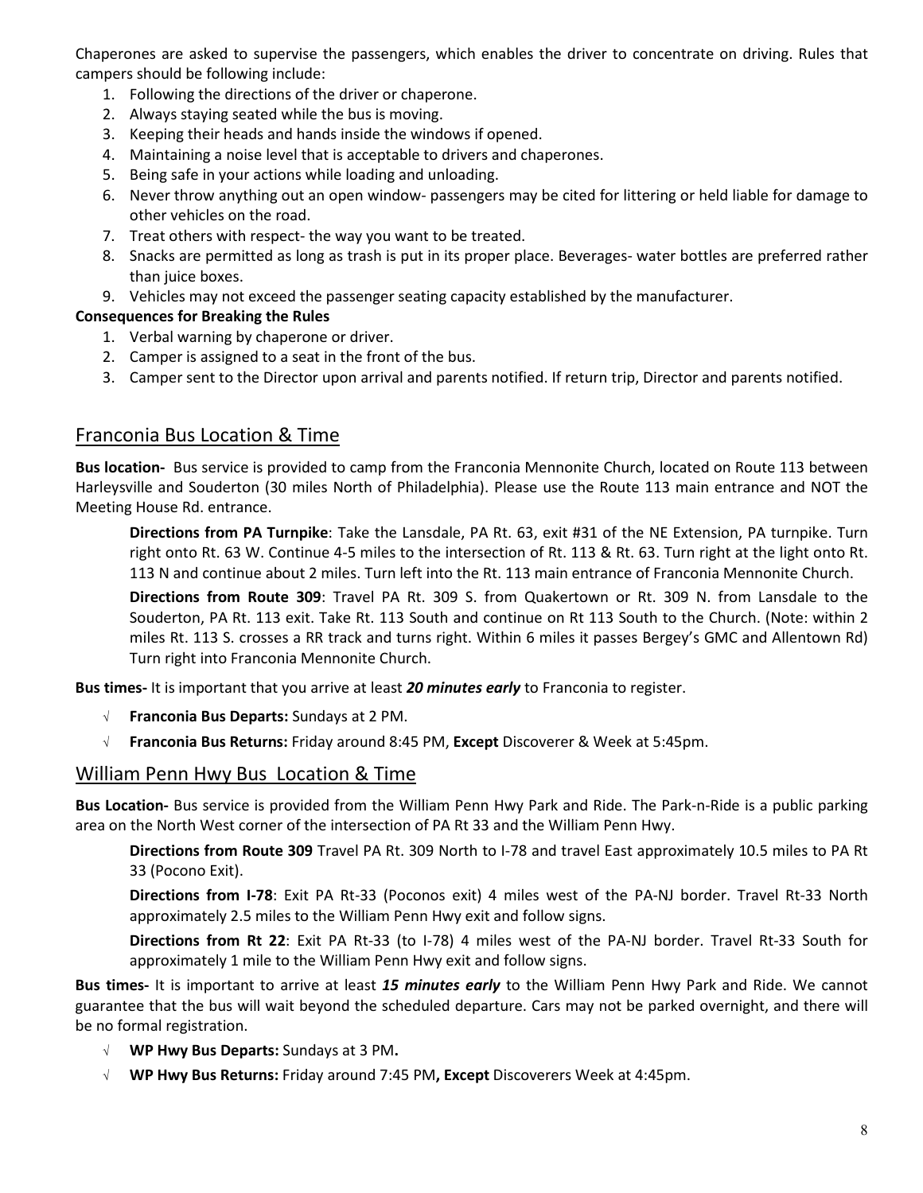Chaperones are asked to supervise the passengers, which enables the driver to concentrate on driving. Rules that campers should be following include:

1. Following the directions of the driver or chaperone.
2. Always staying seated while the bus is moving.
3. Keeping their heads and hands inside the windows if opened.
4. Maintaining a noise level that is acceptable to drivers and chaperones.
5. Being safe in your actions while loading and unloading.
6. Never throw anything out an open window- passengers may be cited for littering or held liable for damage to other vehicles on the road.
7. Treat others with respect- the way you want to be treated.
8. Snacks are permitted as long as trash is put in its proper place. Beverages- water bottles are preferred rather than juice boxes.
9. Vehicles may not exceed the passenger seating capacity established by the manufacturer.

**Consequences for Breaking the Rules**

1. Verbal warning by chaperone or driver.
2. Camper is assigned to a seat in the front of the bus.
3. Camper sent to the Director upon arrival and parents notified. If return trip, Director and parents notified.

## Franconia Bus Location & Time

**Bus location-** Bus service is provided to camp from the Franconia Mennonite Church, located on Route 113 between Harleysville and Souderton (30 miles North of Philadelphia). Please use the Route 113 main entrance and NOT the Meeting House Rd. entrance.

> **Directions from PA Turnpike**: Take the Lansdale, PA Rt. 63, exit #31 of the NE Extension, PA turnpike. Turn right onto Rt. 63 W. Continue 4-5 miles to the intersection of Rt. 113 & Rt. 63. Turn right at the light onto Rt. 113 N and continue about 2 miles. Turn left into the Rt. 113 main entrance of Franconia Mennonite Church.
>
> **Directions from Route 309**: Travel PA Rt. 309 S. from Quakertown or Rt. 309 N. from Lansdale to the Souderton, PA Rt. 113 exit. Take Rt. 113 South and continue on Rt 113 South to the Church. (Note: within 2 miles Rt. 113 S. crosses a RR track and turns right. Within 6 miles it passes Bergey's GMC and Allentown Rd) Turn right into Franconia Mennonite Church.

**Bus times-** It is important that you arrive at least ***20 minutes early*** to Franconia to register.

- √ **Franconia Bus Departs:** Sundays at 2 PM.
- √ **Franconia Bus Returns:** Friday around 8:45 PM, **Except** Discoverer & Week at 5:45pm.

## William Penn Hwy Bus Location & Time

**Bus Location-** Bus service is provided from the William Penn Hwy Park and Ride. The Park-n-Ride is a public parking area on the North West corner of the intersection of PA Rt 33 and the William Penn Hwy.

> **Directions from Route 309** Travel PA Rt. 309 North to I-78 and travel East approximately 10.5 miles to PA Rt 33 (Pocono Exit).
>
> **Directions from I-78**: Exit PA Rt-33 (Poconos exit) 4 miles west of the PA-NJ border. Travel Rt-33 North approximately 2.5 miles to the William Penn Hwy exit and follow signs.
>
> **Directions from Rt 22**: Exit PA Rt-33 (to I-78) 4 miles west of the PA-NJ border. Travel Rt-33 South for approximately 1 mile to the William Penn Hwy exit and follow signs.

**Bus times-** It is important to arrive at least ***15 minutes early*** to the William Penn Hwy Park and Ride. We cannot guarantee that the bus will wait beyond the scheduled departure. Cars may not be parked overnight, and there will be no formal registration.

- √ **WP Hwy Bus Departs:** Sundays at 3 PM**.**
- √ **WP Hwy Bus Returns:** Friday around 7:45 PM**, Except** Discoverers Week at 4:45pm.